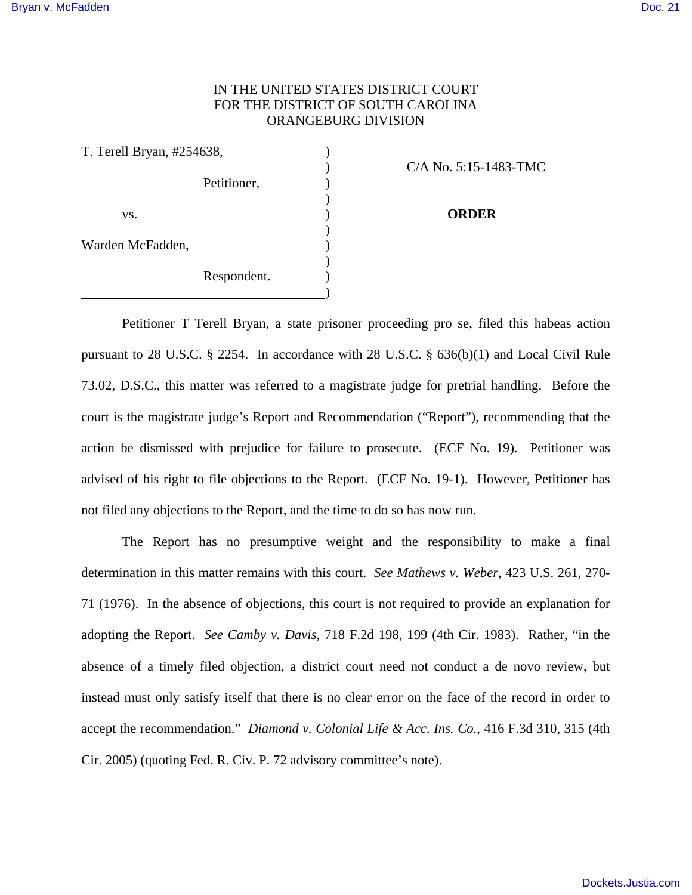IN THE UNITED STATES DISTRICT COURT
FOR THE DISTRICT OF SOUTH CAROLINA
ORANGEBURG DIVISION

| | | |
|---|---|---|
| T. Terell Bryan, #254638, | ) | C/A No. 5:15-1483-TMC |
| Petitioner, | ) | |
| vs. | ) | **ORDER** |
| Warden McFadden, | ) | |
| Respondent. | ) | |

Petitioner T Terell Bryan, a state prisoner proceeding pro se, filed this habeas action pursuant to 28 U.S.C. § 2254. In accordance with 28 U.S.C. § 636(b)(1) and Local Civil Rule 73.02, D.S.C., this matter was referred to a magistrate judge for pretrial handling. Before the court is the magistrate judge's Report and Recommendation ("Report"), recommending that the action be dismissed with prejudice for failure to prosecute. (ECF No. 19). Petitioner was advised of his right to file objections to the Report. (ECF No. 19-1). However, Petitioner has not filed any objections to the Report, and the time to do so has now run.

The Report has no presumptive weight and the responsibility to make a final determination in this matter remains with this court. *See Mathews v. Weber*, 423 U.S. 261, 270-71 (1976). In the absence of objections, this court is not required to provide an explanation for adopting the Report. *See Camby v. Davis*, 718 F.2d 198, 199 (4th Cir. 1983). Rather, "in the absence of a timely filed objection, a district court need not conduct a de novo review, but instead must only satisfy itself that there is no clear error on the face of the record in order to accept the recommendation." *Diamond v. Colonial Life & Acc. Ins. Co.*, 416 F.3d 310, 315 (4th Cir. 2005) (quoting Fed. R. Civ. P. 72 advisory committee's note).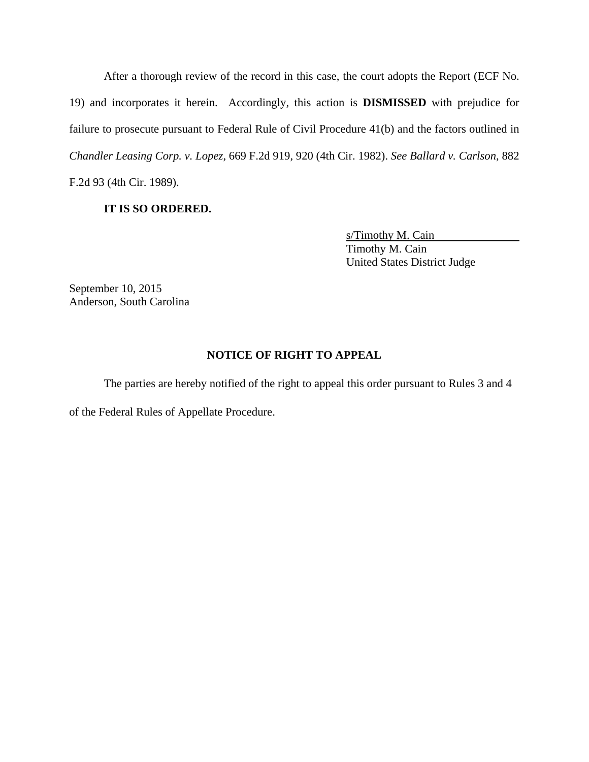After a thorough review of the record in this case, the court adopts the Report (ECF No. 19) and incorporates it herein. Accordingly, this action is **DISMISSED** with prejudice for failure to prosecute pursuant to Federal Rule of Civil Procedure 41(b) and the factors outlined in *Chandler Leasing Corp. v. Lopez*, 669 F.2d 919, 920 (4th Cir. 1982). *See Ballard v. Carlson*, 882 F.2d 93 (4th Cir. 1989).

**IT IS SO ORDERED.**

s/Timothy M. Cain
Timothy M. Cain
United States District Judge

September 10, 2015
Anderson, South Carolina

**NOTICE OF RIGHT TO APPEAL**

The parties are hereby notified of the right to appeal this order pursuant to Rules 3 and 4 of the Federal Rules of Appellate Procedure.